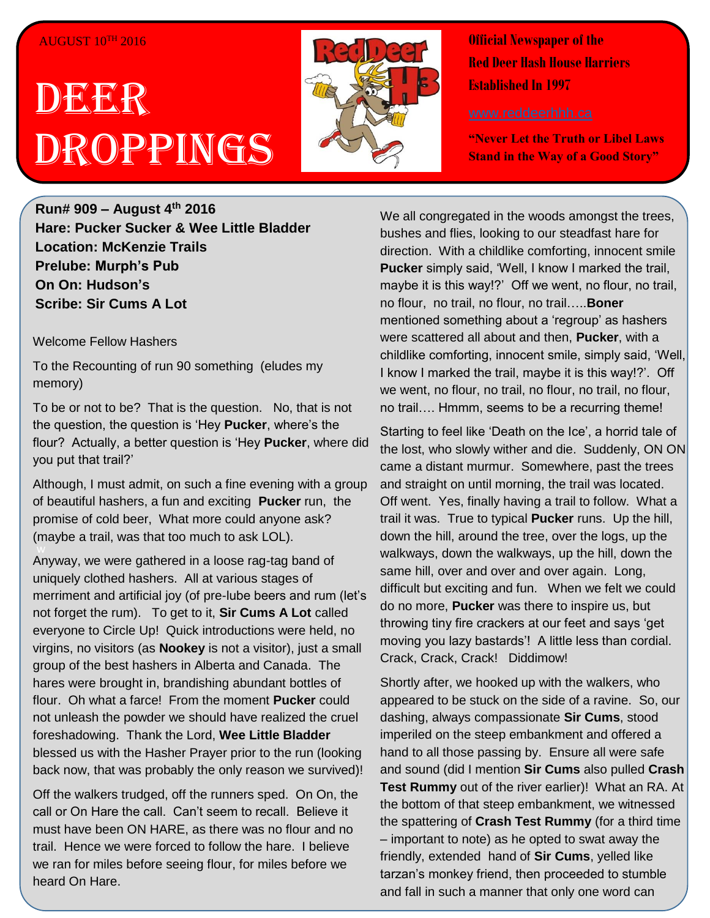AUGUST 10TH 2016

# DEER DROPPINGS

**Official Newspaper of the Red Deer Hash House Harriers Established In 1997**

www.reddeerhhh.ca

**"Never Let the Truth or Libel Laws Stand in the Way of a Good Story"**

**Run# 909 – August 4th 2016**
**Hare: Pucker Sucker & Wee Little Bladder**
**Location: McKenzie Trails**
**Prelube: Murph's Pub**
**On On: Hudson's**
**Scribe: Sir Cums A Lot**

Welcome Fellow Hashers

To the Recounting of run 90 something (eludes my memory)

To be or not to be? That is the question. No, that is not the question, the question is 'Hey **Pucker**, where's the flour? Actually, a better question is 'Hey **Pucker**, where did you put that trail?'

Although, I must admit, on such a fine evening with a group of beautiful hashers, a fun and exciting **Pucker** run, the promise of cold beer, What more could anyone ask? (maybe a trail, was that too much to ask LOL).

Anyway, we were gathered in a loose rag-tag band of uniquely clothed hashers. All at various stages of merriment and artificial joy (of pre-lube beers and rum (let's not forget the rum). To get to it, **Sir Cums A Lot** called everyone to Circle Up! Quick introductions were held, no virgins, no visitors (as **Nookey** is not a visitor), just a small group of the best hashers in Alberta and Canada. The hares were brought in, brandishing abundant bottles of flour. Oh what a farce! From the moment **Pucker** could not unleash the powder we should have realized the cruel foreshadowing. Thank the Lord, **Wee Little Bladder** blessed us with the Hasher Prayer prior to the run (looking back now, that was probably the only reason we survived)!

Off the walkers trudged, off the runners sped. On On, the call or On Hare the call. Can't seem to recall. Believe it must have been ON HARE, as there was no flour and no trail. Hence we were forced to follow the hare. I believe we ran for miles before seeing flour, for miles before we heard On Hare.

We all congregated in the woods amongst the trees, bushes and flies, looking to our steadfast hare for direction. With a childlike comforting, innocent smile **Pucker** simply said, 'Well, I know I marked the trail, maybe it is this way!?' Off we went, no flour, no trail, no flour, no trail, no flour, no trail…..**Boner** mentioned something about a 'regroup' as hashers were scattered all about and then, **Pucker**, with a childlike comforting, innocent smile, simply said, 'Well, I know I marked the trail, maybe it is this way!?'. Off we went, no flour, no trail, no flour, no trail, no flour, no trail…. Hmmm, seems to be a recurring theme!

Starting to feel like 'Death on the Ice', a horrid tale of the lost, who slowly wither and die. Suddenly, ON ON came a distant murmur. Somewhere, past the trees and straight on until morning, the trail was located. Off went. Yes, finally having a trail to follow. What a trail it was. True to typical **Pucker** runs. Up the hill, down the hill, around the tree, over the logs, up the walkways, down the walkways, up the hill, down the same hill, over and over and over again. Long, difficult but exciting and fun. When we felt we could do no more, **Pucker** was there to inspire us, but throwing tiny fire crackers at our feet and says 'get moving you lazy bastards'! A little less than cordial. Crack, Crack, Crack! Diddimow!

Shortly after, we hooked up with the walkers, who appeared to be stuck on the side of a ravine. So, our dashing, always compassionate **Sir Cums**, stood imperiled on the steep embankment and offered a hand to all those passing by. Ensure all were safe and sound (did I mention **Sir Cums** also pulled **Crash Test Rummy** out of the river earlier)! What an RA. At the bottom of that steep embankment, we witnessed the spattering of **Crash Test Rummy** (for a third time – important to note) as he opted to swat away the friendly, extended hand of **Sir Cums**, yelled like tarzan's monkey friend, then proceeded to stumble and fall in such a manner that only one word can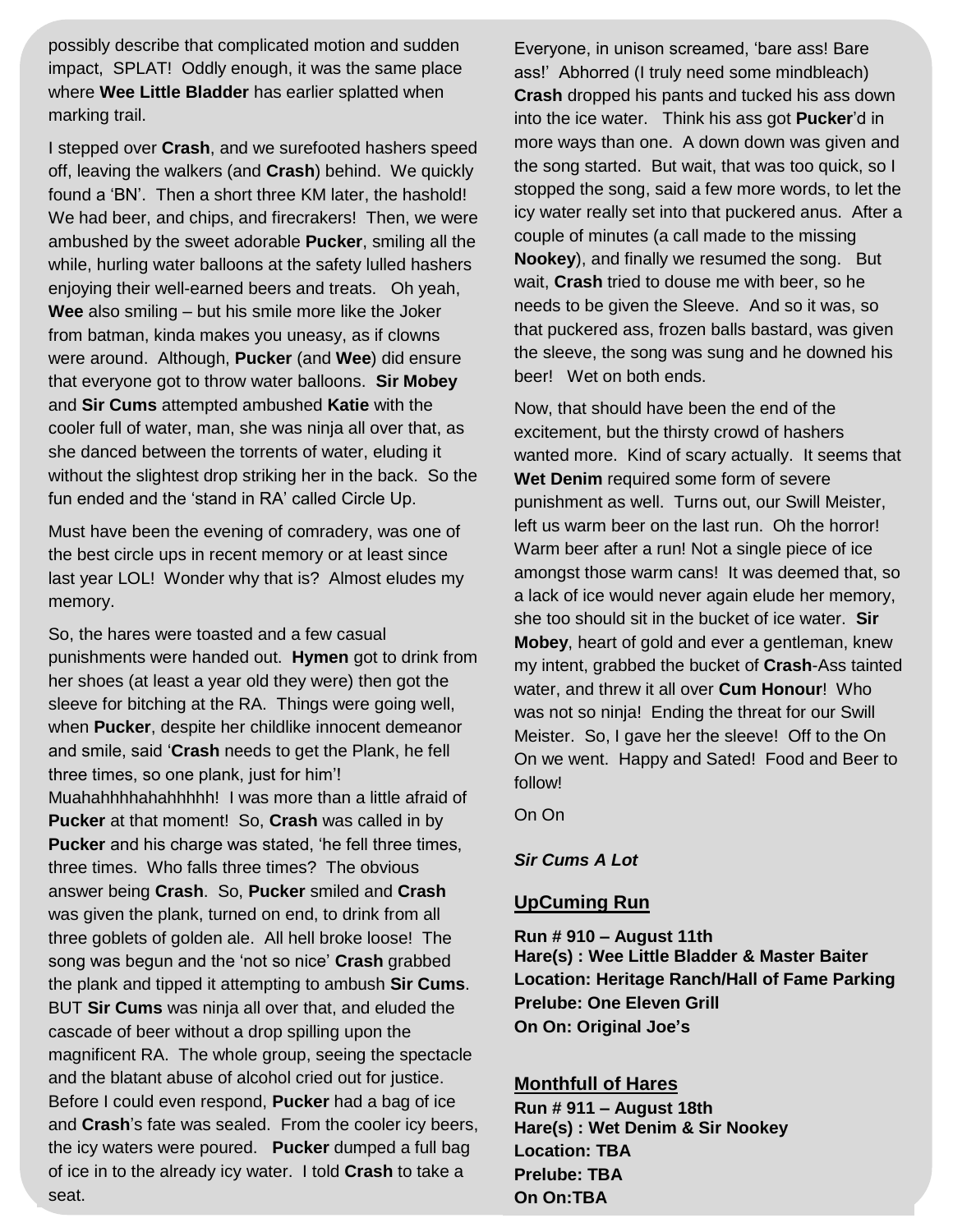possibly describe that complicated motion and sudden impact, SPLAT! Oddly enough, it was the same place where **Wee Little Bladder** has earlier splatted when marking trail.

I stepped over **Crash**, and we surefooted hashers speed off, leaving the walkers (and **Crash**) behind. We quickly found a 'BN'. Then a short three KM later, the hashold! We had beer, and chips, and firecrakers! Then, we were ambushed by the sweet adorable **Pucker**, smiling all the while, hurling water balloons at the safety lulled hashers enjoying their well-earned beers and treats. Oh yeah, **Wee** also smiling – but his smile more like the Joker from batman, kinda makes you uneasy, as if clowns were around. Although, **Pucker** (and **Wee**) did ensure that everyone got to throw water balloons. **Sir Mobey** and **Sir Cums** attempted ambushed **Katie** with the cooler full of water, man, she was ninja all over that, as she danced between the torrents of water, eluding it without the slightest drop striking her in the back. So the fun ended and the 'stand in RA' called Circle Up.

Must have been the evening of comradery, was one of the best circle ups in recent memory or at least since last year LOL! Wonder why that is? Almost eludes my memory.

So, the hares were toasted and a few casual punishments were handed out. **Hymen** got to drink from her shoes (at least a year old they were) then got the sleeve for bitching at the RA. Things were going well, when **Pucker**, despite her childlike innocent demeanor and smile, said '**Crash** needs to get the Plank, he fell three times, so one plank, just for him'! Muahahhhhahahhhhh! I was more than a little afraid of **Pucker** at that moment! So, **Crash** was called in by **Pucker** and his charge was stated, 'he fell three times, three times. Who falls three times? The obvious answer being **Crash**. So, **Pucker** smiled and **Crash** was given the plank, turned on end, to drink from all three goblets of golden ale. All hell broke loose! The song was begun and the 'not so nice' **Crash** grabbed the plank and tipped it attempting to ambush **Sir Cums**. BUT **Sir Cums** was ninja all over that, and eluded the cascade of beer without a drop spilling upon the magnificent RA. The whole group, seeing the spectacle and the blatant abuse of alcohol cried out for justice. Before I could even respond, **Pucker** had a bag of ice and **Crash**'s fate was sealed. From the cooler icy beers, the icy waters were poured. **Pucker** dumped a full bag of ice in to the already icy water. I told **Crash** to take a seat.

Everyone, in unison screamed, 'bare ass! Bare ass!' Abhorred (I truly need some mindbleach) **Crash** dropped his pants and tucked his ass down into the ice water. Think his ass got **Pucker**'d in more ways than one. A down down was given and the song started. But wait, that was too quick, so I stopped the song, said a few more words, to let the icy water really set into that puckered anus. After a couple of minutes (a call made to the missing **Nookey**), and finally we resumed the song. But wait, **Crash** tried to douse me with beer, so he needs to be given the Sleeve. And so it was, so that puckered ass, frozen balls bastard, was given the sleeve, the song was sung and he downed his beer! Wet on both ends.

Now, that should have been the end of the excitement, but the thirsty crowd of hashers wanted more. Kind of scary actually. It seems that **Wet Denim** required some form of severe punishment as well. Turns out, our Swill Meister, left us warm beer on the last run. Oh the horror! Warm beer after a run! Not a single piece of ice amongst those warm cans! It was deemed that, so a lack of ice would never again elude her memory, she too should sit in the bucket of ice water. **Sir Mobey**, heart of gold and ever a gentleman, knew my intent, grabbed the bucket of **Crash**-Ass tainted water, and threw it all over **Cum Honour**! Who was not so ninja! Ending the threat for our Swill Meister. So, I gave her the sleeve! Off to the On On we went. Happy and Sated! Food and Beer to follow!

On On

***Sir Cums A Lot***

## UpCuming Run

**Run # 910 – August 11th**
**Hare(s) : Wee Little Bladder & Master Baiter**
**Location: Heritage Ranch/Hall of Fame Parking**
**Prelube: One Eleven Grill**
**On On: Original Joe's**

## Monthfull of Hares

**Run # 911 – August 18th**
**Hare(s) : Wet Denim & Sir Nookey**
**Location: TBA**
**Prelube: TBA**
**On On:TBA**